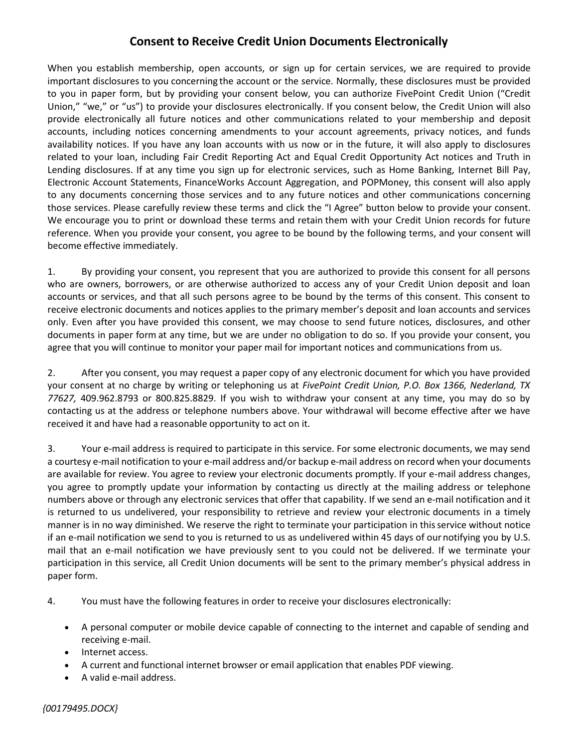# Consent to Receive Credit Union Documents Electronically

When you establish membership, open accounts, or sign up for certain services, we are required to provide important disclosures to you concerning the account or the service. Normally, these disclosures must be provided to you in paper form, but by providing your consent below, you can authorize FivePoint Credit Union ("Credit Union," "we," or "us") to provide your disclosures electronically. If you consent below, the Credit Union will also provide electronically all future notices and other communications related to your membership and deposit accounts, including notices concerning amendments to your account agreements, privacy notices, and funds availability notices. If you have any loan accounts with us now or in the future, it will also apply to disclosures related to your loan, including Fair Credit Reporting Act and Equal Credit Opportunity Act notices and Truth in Lending disclosures. If at any time you sign up for electronic services, such as Home Banking, Internet Bill Pay, Electronic Account Statements, FinanceWorks Account Aggregation, and POPMoney, this consent will also apply to any documents concerning those services and to any future notices and other communications concerning those services. Please carefully review these terms and click the "I Agree" button below to provide your consent. We encourage you to print or download these terms and retain them with your Credit Union records for future reference. When you provide your consent, you agree to be bound by the following terms, and your consent will become effective immediately.

1. By providing your consent, you represent that you are authorized to provide this consent for all persons who are owners, borrowers, or are otherwise authorized to access any of your Credit Union deposit and loan accounts or services, and that all such persons agree to be bound by the terms of this consent. This consent to receive electronic documents and notices applies to the primary member's deposit and loan accounts and services only. Even after you have provided this consent, we may choose to send future notices, disclosures, and other documents in paper form at any time, but we are under no obligation to do so. If you provide your consent, you agree that you will continue to monitor your paper mail for important notices and communications from us.

2. After you consent, you may request a paper copy of any electronic document for which you have provided your consent at no charge by writing or telephoning us at *FivePoint Credit Union, P.O. Box 1366, Nederland, TX 77627,* 409.962.8793 or 800.825.8829. If you wish to withdraw your consent at any time, you may do so by contacting us at the address or telephone numbers above. Your withdrawal will become effective after we have received it and have had a reasonable opportunity to act on it.

3. Your e-mail address is required to participate in this service. For some electronic documents, we may send a courtesy e-mail notification to your e-mail address and/or backup e-mail address on record when your documents are available for review. You agree to review your electronic documents promptly. If your e-mail address changes, you agree to promptly update your information by contacting us directly at the mailing address or telephone numbers above or through any electronic services that offer that capability. If we send an e-mail notification and it is returned to us undelivered, your responsibility to retrieve and review your electronic documents in a timely manner is in no way diminished. We reserve the right to terminate your participation in this service without notice if an e-mail notification we send to you is returned to us as undelivered within 45 days of our notifying you by U.S. mail that an e-mail notification we have previously sent to you could not be delivered. If we terminate your participation in this service, all Credit Union documents will be sent to the primary member's physical address in paper form.

4. You must have the following features in order to receive your disclosures electronically:

- A personal computer or mobile device capable of connecting to the internet and capable of sending and receiving e-mail.
- Internet access.
- A current and functional internet browser or email application that enables PDF viewing.
- A valid e-mail address.

*{00179495.DOCX}*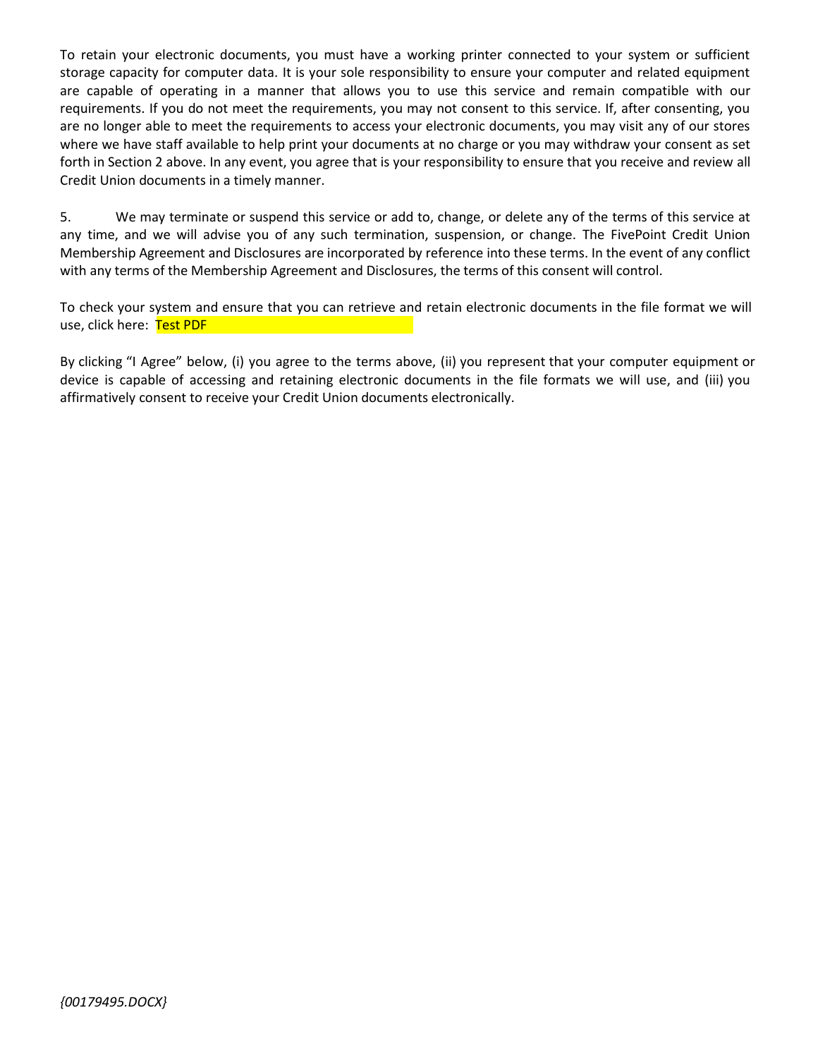To retain your electronic documents, you must have a working printer connected to your system or sufficient storage capacity for computer data. It is your sole responsibility to ensure your computer and related equipment are capable of operating in a manner that allows you to use this service and remain compatible with our requirements. If you do not meet the requirements, you may not consent to this service. If, after consenting, you are no longer able to meet the requirements to access your electronic documents, you may visit any of our stores where we have staff available to help print your documents at no charge or you may withdraw your consent as set forth in Section 2 above. In any event, you agree that is your responsibility to ensure that you receive and review all Credit Union documents in a timely manner.

5. We may terminate or suspend this service or add to, change, or delete any of the terms of this service at any time, and we will advise you of any such termination, suspension, or change. The FivePoint Credit Union Membership Agreement and Disclosures are incorporated by reference into these terms. In the event of any conflict with any terms of the Membership Agreement and Disclosures, the terms of this consent will control.

To check your system and ensure that you can retrieve and retain electronic documents in the file format we will use, click here: Test PDF

By clicking "I Agree" below, (i) you agree to the terms above, (ii) you represent that your computer equipment or device is capable of accessing and retaining electronic documents in the file formats we will use, and (iii) you affirmatively consent to receive your Credit Union documents electronically.

*{00179495.DOCX}*